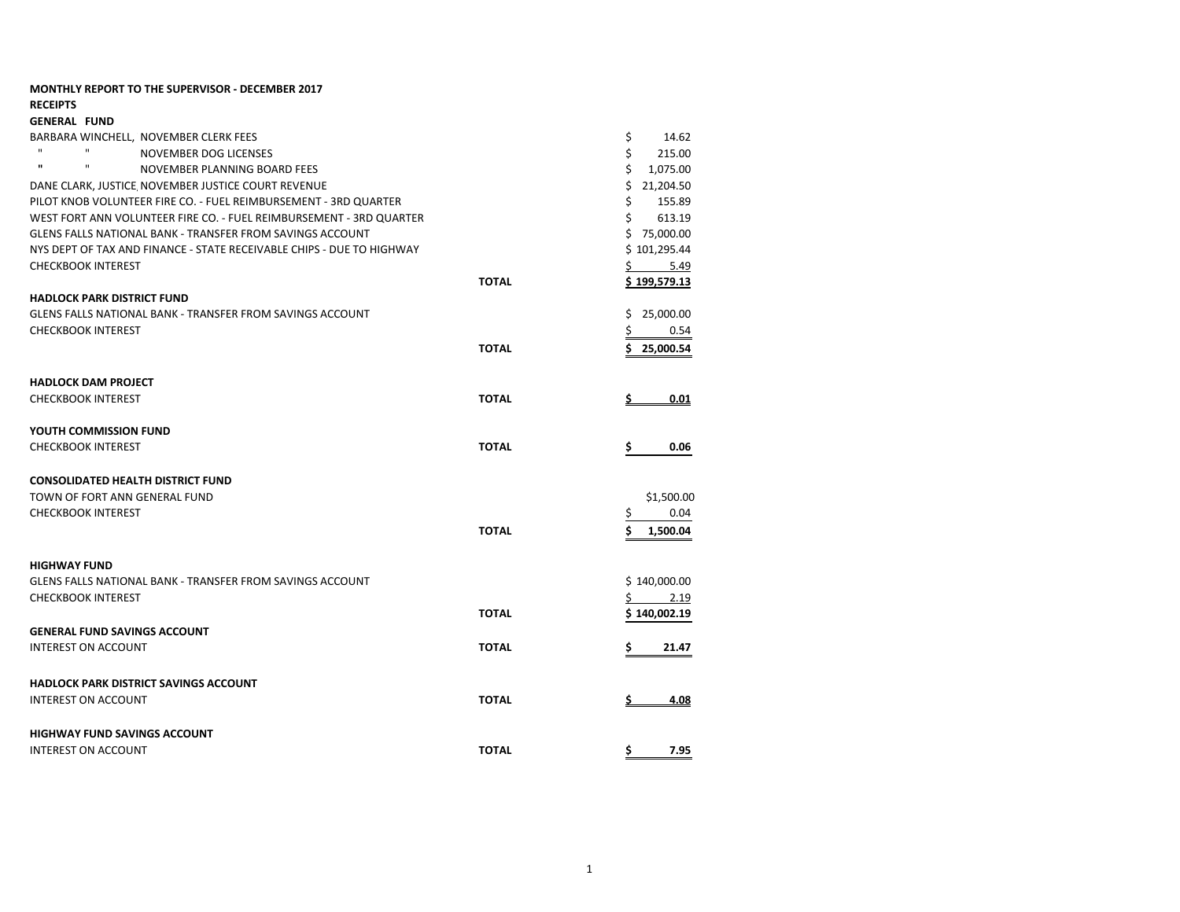**MONTHLY REPORT TO THE SUPERVISOR - DECEMBER 2017**

**RECEIPTS**

**GENERAL FUND**

| | | |
|---|---|---|
| BARBARA WINCHELL, NOVEMBER CLERK FEES | | $ 14.62 |
| " " NOVEMBER DOG LICENSES | | $ 215.00 |
| " " NOVEMBER PLANNING BOARD FEES | | $ 1,075.00 |
| DANE CLARK, JUSTICE, NOVEMBER JUSTICE COURT REVENUE | | $ 21,204.50 |
| PILOT KNOB VOLUNTEER FIRE CO. - FUEL REIMBURSEMENT - 3RD QUARTER | | $ 155.89 |
| WEST FORT ANN VOLUNTEER FIRE CO. - FUEL REIMBURSEMENT - 3RD QUARTER | | $ 613.19 |
| GLENS FALLS NATIONAL BANK - TRANSFER FROM SAVINGS ACCOUNT | | $ 75,000.00 |
| NYS DEPT OF TAX AND FINANCE - STATE RECEIVABLE CHIPS - DUE TO HIGHWAY | | $ 101,295.44 |
| CHECKBOOK INTEREST | | $ 5.49 |
| | **TOTAL** | **$ 199,579.13** |

**HADLOCK PARK DISTRICT FUND**

| | | |
|---|---|---|
| GLENS FALLS NATIONAL BANK - TRANSFER FROM SAVINGS ACCOUNT | | $ 25,000.00 |
| CHECKBOOK INTEREST | | $ 0.54 |
| | **TOTAL** | **$ 25,000.54** |

**HADLOCK DAM PROJECT**

| | | |
|---|---|---|
| CHECKBOOK INTEREST | **TOTAL** | **$ 0.01** |

**YOUTH COMMISSION FUND**

| | | |
|---|---|---|
| CHECKBOOK INTEREST | **TOTAL** | **$ 0.06** |

**CONSOLIDATED HEALTH DISTRICT FUND**

| | | |
|---|---|---|
| TOWN OF FORT ANN GENERAL FUND | | $1,500.00 |
| CHECKBOOK INTEREST | | $ 0.04 |
| | **TOTAL** | **$ 1,500.04** |

**HIGHWAY FUND**

| | | |
|---|---|---|
| GLENS FALLS NATIONAL BANK - TRANSFER FROM SAVINGS ACCOUNT | | $ 140,000.00 |
| CHECKBOOK INTEREST | | $ 2.19 |
| | **TOTAL** | **$ 140,002.19** |

**GENERAL FUND SAVINGS ACCOUNT**

| | | |
|---|---|---|
| INTEREST ON ACCOUNT | **TOTAL** | **$ 21.47** |

**HADLOCK PARK DISTRICT SAVINGS ACCOUNT**

| | | |
|---|---|---|
| INTEREST ON ACCOUNT | **TOTAL** | **$ 4.08** |

**HIGHWAY FUND SAVINGS ACCOUNT**

| | | |
|---|---|---|
| INTEREST ON ACCOUNT | **TOTAL** | **$ 7.95** |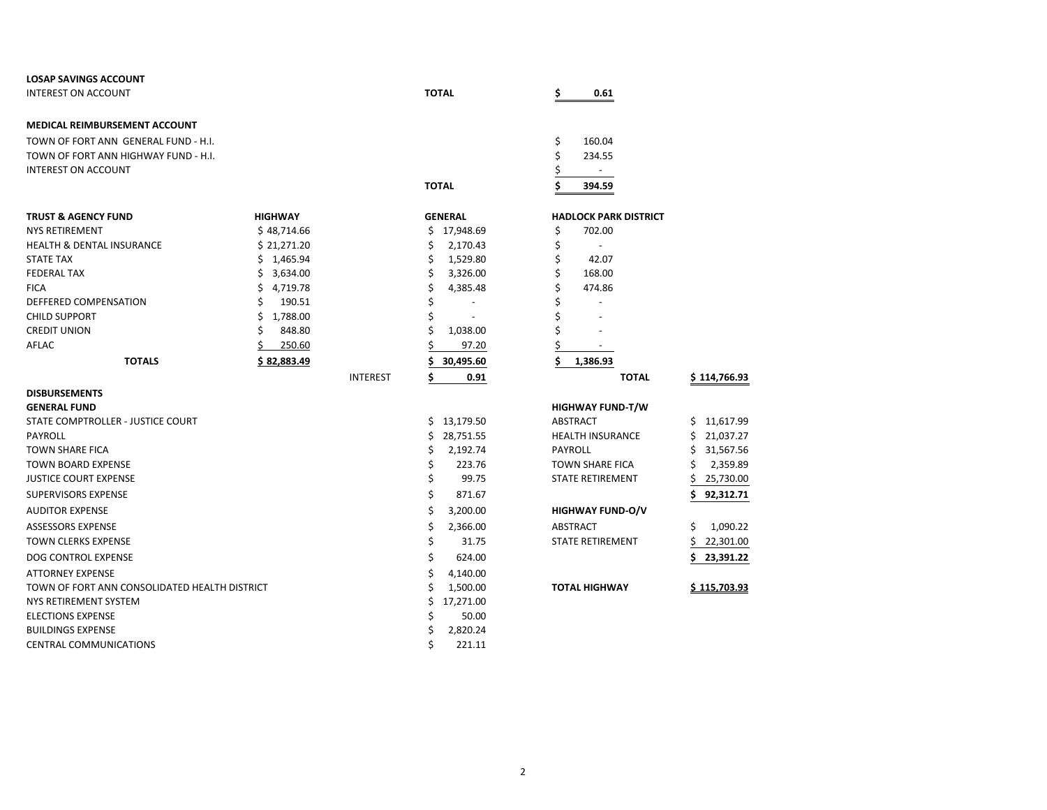**LOSAP SAVINGS ACCOUNT**

| | | |
|---|---|---|
| INTEREST ON ACCOUNT | **TOTAL** | **$ 0.61** |

**MEDICAL REIMBURSEMENT ACCOUNT**

| | | |
|---|---|---|
| TOWN OF FORT ANN GENERAL FUND - H.I. | | $ 160.04 |
| TOWN OF FORT ANN HIGHWAY FUND - H.I. | | $ 234.55 |
| INTEREST ON ACCOUNT | | $ - |
| | **TOTAL** | **$ 394.59** |

| **TRUST & AGENCY FUND** | **HIGHWAY** | | **GENERAL** | **HADLOCK PARK DISTRICT** | |
|---|---|---|---|---|---|
| NYS RETIREMENT | $ 48,714.66 | | $ 17,948.69 | $ 702.00 | |
| HEALTH & DENTAL INSURANCE | $ 21,271.20 | | $ 2,170.43 | $ - | |
| STATE TAX | $ 1,465.94 | | $ 1,529.80 | $ 42.07 | |
| FEDERAL TAX | $ 3,634.00 | | $ 3,326.00 | $ 168.00 | |
| FICA | $ 4,719.78 | | $ 4,385.48 | $ 474.86 | |
| DEFFERED COMPENSATION | $ 190.51 | | $ - | $ - | |
| CHILD SUPPORT | $ 1,788.00 | | $ - | $ - | |
| CREDIT UNION | $ 848.80 | | $ 1,038.00 | $ - | |
| AFLAC | $ 250.60 | | $ 97.20 | $ - | |
| **TOTALS** | **$ 82,883.49** | | **$ 30,495.60** | **$ 1,386.93** | |
| | | INTEREST | **$ 0.91** | **TOTAL** | **$ 114,766.93** |

**DISBURSEMENTS**

**GENERAL FUND**

| | |
|---|---|
| STATE COMPTROLLER - JUSTICE COURT | $ 13,179.50 |
| PAYROLL | $ 28,751.55 |
| TOWN SHARE FICA | $ 2,192.74 |
| TOWN BOARD EXPENSE | $ 223.76 |
| JUSTICE COURT EXPENSE | $ 99.75 |
| SUPERVISORS EXPENSE | $ 871.67 |
| AUDITOR EXPENSE | $ 3,200.00 |
| ASSESSORS EXPENSE | $ 2,366.00 |
| TOWN CLERKS EXPENSE | $ 31.75 |
| DOG CONTROL EXPENSE | $ 624.00 |
| ATTORNEY EXPENSE | $ 4,140.00 |
| TOWN OF FORT ANN CONSOLIDATED HEALTH DISTRICT | $ 1,500.00 |
| NYS RETIREMENT SYSTEM | $ 17,271.00 |
| ELECTIONS EXPENSE | $ 50.00 |
| BUILDINGS EXPENSE | $ 2,820.24 |
| CENTRAL COMMUNICATIONS | $ 221.11 |

**HIGHWAY FUND-T/W**

| | |
|---|---|
| ABSTRACT | $ 11,617.99 |
| HEALTH INSURANCE | $ 21,037.27 |
| PAYROLL | $ 31,567.56 |
| TOWN SHARE FICA | $ 2,359.89 |
| STATE RETIREMENT | $ 25,730.00 |
| | **$ 92,312.71** |

**HIGHWAY FUND-O/V**

| | |
|---|---|
| ABSTRACT | $ 1,090.22 |
| STATE RETIREMENT | $ 22,301.00 |
| | **$ 23,391.22** |

| | |
|---|---|
| **TOTAL HIGHWAY** | **$ 115,703.93** |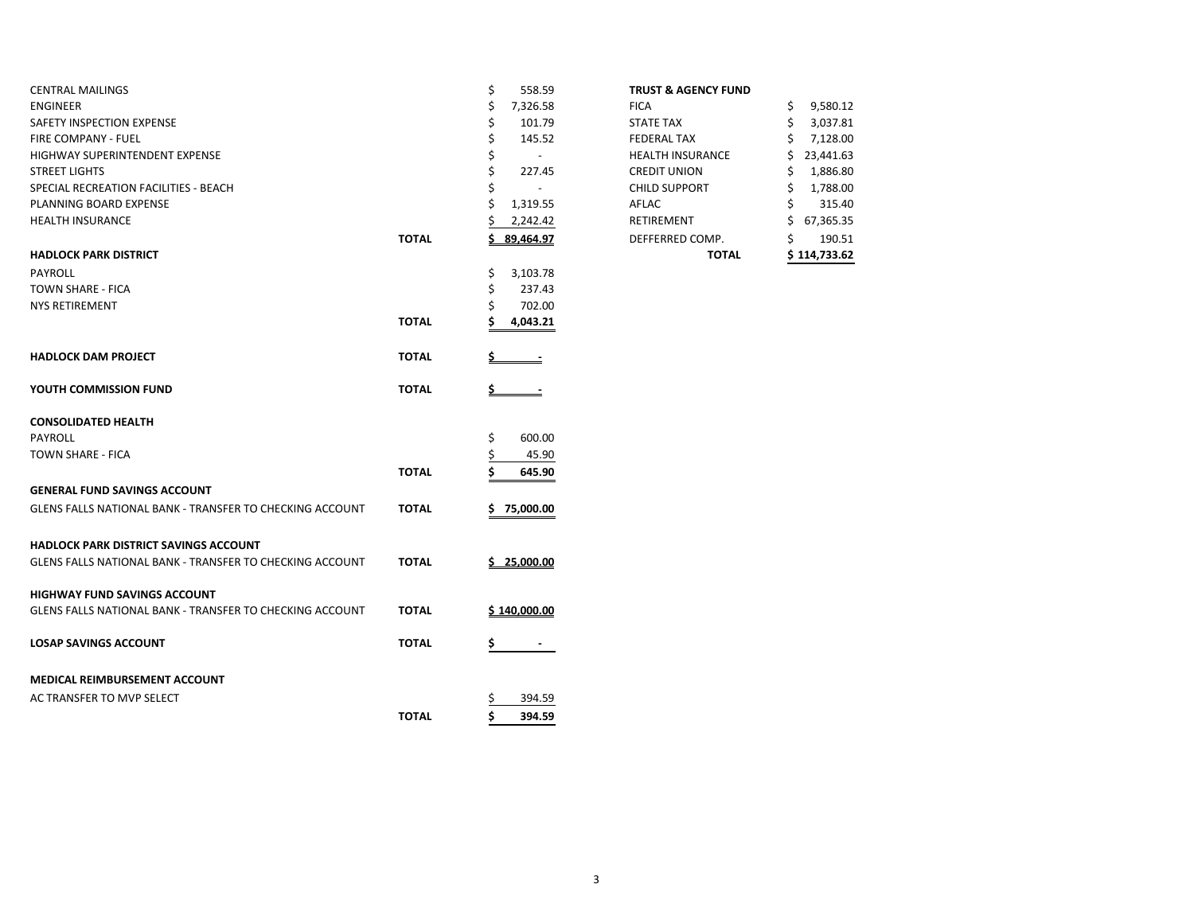| | | |
|---|---|---|
| CENTRAL MAILINGS | | $ 558.59 |
| ENGINEER | | $ 7,326.58 |
| SAFETY INSPECTION EXPENSE | | $ 101.79 |
| FIRE COMPANY - FUEL | | $ 145.52 |
| HIGHWAY SUPERINTENDENT EXPENSE | | $ - |
| STREET LIGHTS | | $ 227.45 |
| SPECIAL RECREATION FACILITIES - BEACH | | $ - |
| PLANNING BOARD EXPENSE | | $ 1,319.55 |
| HEALTH INSURANCE | | $ 2,242.42 |
| | **TOTAL** | **$ 89,464.97** |
| **HADLOCK PARK DISTRICT** | | |
| PAYROLL | | $ 3,103.78 |
| TOWN SHARE - FICA | | $ 237.43 |
| NYS RETIREMENT | | $ 702.00 |
| | **TOTAL** | **$ 4,043.21** |
| **HADLOCK DAM PROJECT** | **TOTAL** | **$ -** |
| **YOUTH COMMISSION FUND** | **TOTAL** | **$ -** |
| **CONSOLIDATED HEALTH** | | |
| PAYROLL | | $ 600.00 |
| TOWN SHARE - FICA | | $ 45.90 |
| | **TOTAL** | **$ 645.90** |
| **GENERAL FUND SAVINGS ACCOUNT** | | |
| GLENS FALLS NATIONAL BANK - TRANSFER TO CHECKING ACCOUNT | **TOTAL** | **$ 75,000.00** |
| **HADLOCK PARK DISTRICT SAVINGS ACCOUNT** | | |
| GLENS FALLS NATIONAL BANK - TRANSFER TO CHECKING ACCOUNT | **TOTAL** | **$ 25,000.00** |
| **HIGHWAY FUND SAVINGS ACCOUNT** | | |
| GLENS FALLS NATIONAL BANK - TRANSFER TO CHECKING ACCOUNT | **TOTAL** | **$ 140,000.00** |
| **LOSAP SAVINGS ACCOUNT** | **TOTAL** | **$ -** |
| **MEDICAL REIMBURSEMENT ACCOUNT** | | |
| AC TRANSFER TO MVP SELECT | | $ 394.59 |
| | **TOTAL** | **$ 394.59** |

| **TRUST & AGENCY FUND** | |
|---|---|
| FICA | $ 9,580.12 |
| STATE TAX | $ 3,037.81 |
| FEDERAL TAX | $ 7,128.00 |
| HEALTH INSURANCE | $ 23,441.63 |
| CREDIT UNION | $ 1,886.80 |
| CHILD SUPPORT | $ 1,788.00 |
| AFLAC | $ 315.40 |
| RETIREMENT | $ 67,365.35 |
| DEFFERRED COMP. | $ 190.51 |
| **TOTAL** | **$ 114,733.62** |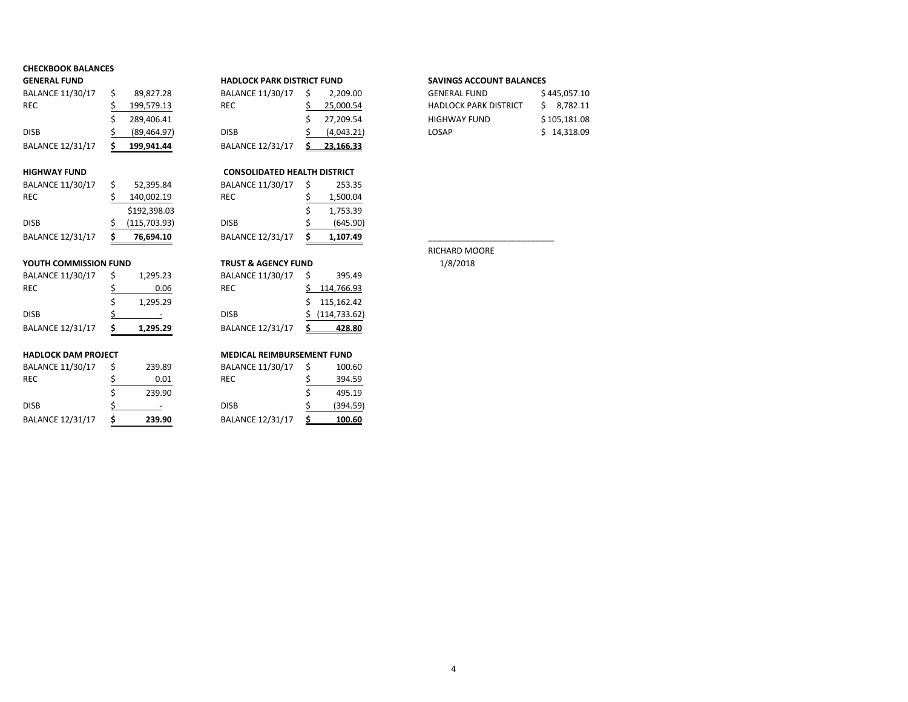**CHECKBOOK BALANCES**

**GENERAL FUND**

| | | |
|---|---|---|
| BALANCE 11/30/17 | $ | 89,827.28 |
| REC | $ | 199,579.13 |
| | $ | 289,406.41 |
| DISB | $ | (89,464.97) |
| BALANCE 12/31/17 | **$** | **199,941.44** |

**HADLOCK PARK DISTRICT FUND**

| | | |
|---|---|---|
| BALANCE 11/30/17 | $ | 2,209.00 |
| REC | $ | 25,000.54 |
| | $ | 27,209.54 |
| DISB | $ | (4,043.21) |
| BALANCE 12/31/17 | **$** | **23,166.33** |

**SAVINGS ACCOUNT BALANCES**

| | |
|---|---|
| GENERAL FUND | $ 445,057.10 |
| HADLOCK PARK DISTRICT | $ 8,782.11 |
| HIGHWAY FUND | $ 105,181.08 |
| LOSAP | $ 14,318.09 |

**HIGHWAY FUND**

| | | |
|---|---|---|
| BALANCE 11/30/17 | $ | 52,395.84 |
| REC | $ | 140,002.19 |
| | | $192,398.03 |
| DISB | $ | (115,703.93) |
| BALANCE 12/31/17 | **$** | **76,694.10** |

**CONSOLIDATED HEALTH DISTRICT**

| | | |
|---|---|---|
| BALANCE 11/30/17 | $ | 253.35 |
| REC | $ | 1,500.04 |
| | $ | 1,753.39 |
| DISB | $ | (645.90) |
| BALANCE 12/31/17 | **$** | **1,107.49** |

\_\_\_\_\_\_\_\_\_\_\_\_\_\_\_\_\_\_\_\_\_\_\_\_\_\_\_

RICHARD MOORE

1/8/2018

**YOUTH COMMISSION FUND**

| | | |
|---|---|---|
| BALANCE 11/30/17 | $ | 1,295.23 |
| REC | $ | 0.06 |
| | $ | 1,295.29 |
| DISB | $ | - |
| BALANCE 12/31/17 | **$** | **1,295.29** |

**TRUST & AGENCY FUND**

| | | |
|---|---|---|
| BALANCE 11/30/17 | $ | 395.49 |
| REC | $ | 114,766.93 |
| | $ | 115,162.42 |
| DISB | $ | (114,733.62) |
| BALANCE 12/31/17 | **$** | **428.80** |

**HADLOCK DAM PROJECT**

| | | |
|---|---|---|
| BALANCE 11/30/17 | $ | 239.89 |
| REC | $ | 0.01 |
| | $ | 239.90 |
| DISB | $ | - |
| BALANCE 12/31/17 | **$** | **239.90** |

**MEDICAL REIMBURSEMENT FUND**

| | | |
|---|---|---|
| BALANCE 11/30/17 | $ | 100.60 |
| REC | $ | 394.59 |
| | $ | 495.19 |
| DISB | $ | (394.59) |
| BALANCE 12/31/17 | **$** | **100.60** |